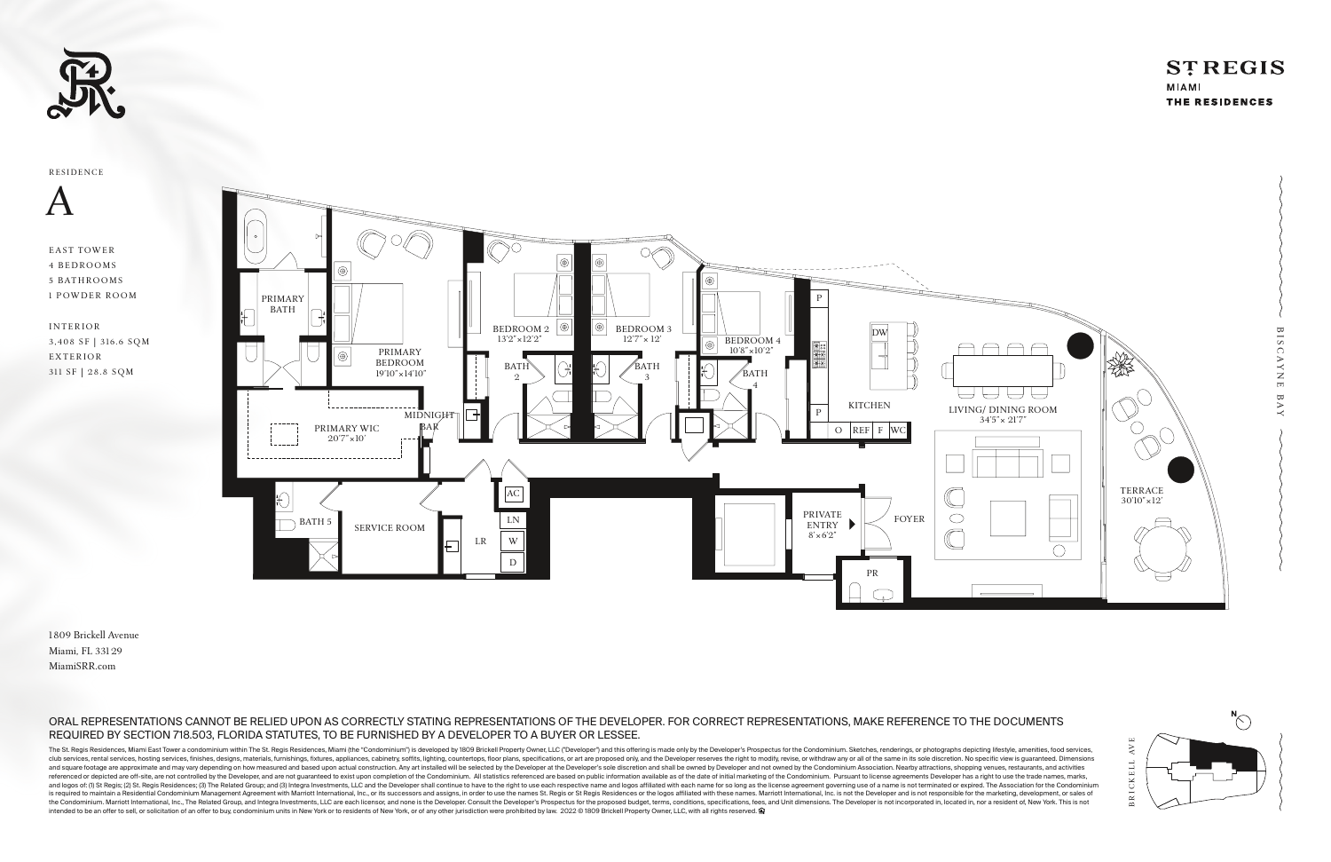ST REGIS
MIAMI
THE RESIDENCES

RESIDENCE

# A

EAST TOWER
4 BEDROOMS
5 BATHROOMS
1 POWDER ROOM

INTERIOR
3,408 SF | 316.6 SQM
EXTERIOR
311 SF | 28.8 SQM

PRIMARY BATH
PRIMARY BEDROOM 19'10" × 14'10"
PRIMARY WIC 20'7" × 10'
MIDNIGHT BAR
BEDROOM 2 13'2" × 12'2"
BATH 2
BEDROOM 3 12'7" × 12'
BATH 3
BEDROOM 4 10'8" × 10'2"
BATH 4
KITCHEN
P
DW
O REF F WC
LIVING/ DINING ROOM 34'5" × 21'7"
TERRACE 30'10" × 12'
BISCAYNE BAY
BATH 5
SERVICE ROOM
AC
LN
W
D
LR
PRIVATE ENTRY 8' × 6'2"
FOYER
PR

1809 Brickell Avenue
Miami, FL 33129
MiamiSRR.com

BRICKELL AVE
N

ORAL REPRESENTATIONS CANNOT BE RELIED UPON AS CORRECTLY STATING REPRESENTATIONS OF THE DEVELOPER. FOR CORRECT REPRESENTATIONS, MAKE REFERENCE TO THE DOCUMENTS REQUIRED BY SECTION 718.503, FLORIDA STATUTES, TO BE FURNISHED BY A DEVELOPER TO A BUYER OR LESSEE.

The St. Regis Residences, Miami East Tower a condominium within The St. Regis Residences, Miami (the "Condominium") is developed by 1809 Brickell Property Owner, LLC ("Developer") and this offering is made only by the Developer's Prospectus for the Condominium. Sketches, renderings, or photographs depicting lifestyle, amenities, food services, club services, rental services, hosting services, finishes, designs, materials, furnishings, fixtures, appliances, cabinetry, soffits, lighting, countertops, floor plans, specifications, or art are proposed only, and the Developer reserves the right to modify, revise, or withdraw any or all of the same in its sole discretion. No specific view is guaranteed. Dimensions and square footage are approximate and may vary depending on how measured and based upon actual construction. Any art installed will be selected by the Developer at the Developer's sole discretion and shall be owned by Developer and not owned by the Condominium Association. Nearby attractions, shopping venues, restaurants, and activities referenced or depicted are off-site, are not controlled by the Developer, and are not guaranteed to exist upon completion of the Condominium. All statistics referenced are based on public information available as of the date of initial marketing of the Condominium. Pursuant to license agreements Developer has a right to use the trade names, marks, and logos of: (1) St Regis; (2) St. Regis Residences; (3) The Related Group; and (3) Integra Investments, LLC and the Developer shall continue to have to the right to use each respective name and logos affiliated with each name for so long as the license agreement governing use of a name is not terminated or expired. The Association for the Condominium is required to maintain a Residential Condominium Management Agreement with Marriott International, Inc., or its successors and assigns, in order to use the names St. Regis or St Regis Residences or the logos affiliated with these names. Marriott International, Inc. is not the Developer and is not responsible for the marketing, development, or sales of the Condominium. Marriott International, Inc., The Related Group, and Integra Investments, LLC are each licensor, and none is the Developer. Consult the Developer's Prospectus for the proposed budget, terms, conditions, specifications, fees, and Unit dimensions. The Developer is not incorporated in, located in, nor a resident of, New York. This is not intended to be an offer to sell, or solicitation of an offer to buy, condominium units in New York or to residents of New York, or of any other jurisdiction were prohibited by law. 2022 © 1809 Brickell Property Owner, LLC, with all rights reserved.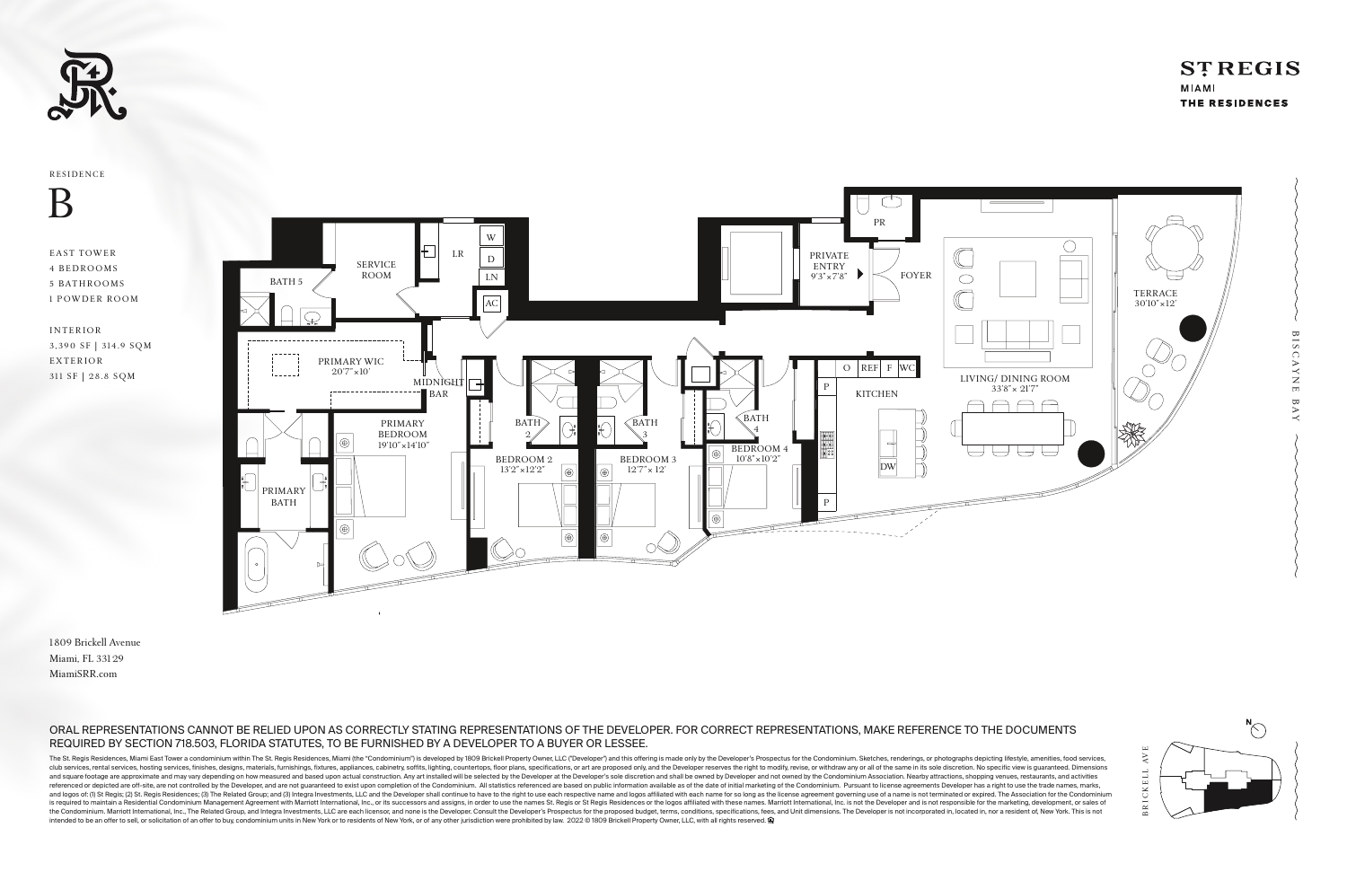ST REGIS
MIAMI
THE RESIDENCES

RESIDENCE

# B

EAST TOWER
4 BEDROOMS
5 BATHROOMS
1 POWDER ROOM

INTERIOR
3,390 SF | 314.9 SQM
EXTERIOR
311 SF | 28.8 SQM

SERVICE ROOM
BATH 5
LR
W
D
LN
AC
PRIMARY WIC 20'7" × 10'
MIDNIGHT BAR
PRIMARY BEDROOM 19'10" × 14'10"
PRIMARY BATH
BATH 2
BEDROOM 2 13'2" × 12'2"
BATH 3
BEDROOM 3 12'7" × 12'
BATH 4
BEDROOM 4 10'8" × 10'2"
PR
PRIVATE ENTRY 9'3" × 7'8"
FOYER
O REF F WC
P
KITCHEN
DW
P
LIVING/ DINING ROOM 33'8" × 21'7"
TERRACE 30'10" × 12'
BISCAYNE BAY

1809 Brickell Avenue
Miami, FL 33129
MiamiSRR.com

ORAL REPRESENTATIONS CANNOT BE RELIED UPON AS CORRECTLY STATING REPRESENTATIONS OF THE DEVELOPER. FOR CORRECT REPRESENTATIONS, MAKE REFERENCE TO THE DOCUMENTS REQUIRED BY SECTION 718.503, FLORIDA STATUTES, TO BE FURNISHED BY A DEVELOPER TO A BUYER OR LESSEE.

The St. Regis Residences, Miami East Tower a condominium within The St. Regis Residences, Miami (the "Condominium") is developed by 1809 Brickell Property Owner, LLC ("Developer") and this offering is made only by the Developer's Prospectus for the Condominium. Sketches, renderings, or photographs depicting lifestyle, amenities, food services, club services, rental services, hosting services, finishes, designs, materials, furnishings, fixtures, appliances, cabinetry, soffits, lighting, countertops, floor plans, specifications, or art are proposed only, and the Developer reserves the right to modify, revise, or withdraw any or all of the same in its sole discretion. No specific view is guaranteed. Dimensions and square footage are approximate and may vary depending on how measured and based upon actual construction. Any art installed will be selected by the Developer at the Developer's sole discretion and shall be owned by Developer and not owned by the Condominium Association. Nearby attractions, shopping venues, restaurants, and activities referenced or depicted are off-site, are not controlled by the Developer, and are not guaranteed to exist upon completion of the Condominium. All statistics referenced are based on public information available as of the date of initial marketing of the Condominium. Pursuant to license agreements Developer has a right to use the trade names, marks, and logos of: (1) St Regis; (2) St. Regis Residences; (3) The Related Group; and (3) Integra Investments, LLC and the Developer shall continue to have to the right to use each respective name and logos affiliated with each name for so long as the license agreement governing use of a name is not terminated or expired. The Association for the Condominium is required to maintain a Residential Condominium Management Agreement with Marriott International, Inc., or its successors and assigns, in order to use the names St. Regis or St Regis Residences or the logos affiliated with these names. Marriott International, Inc. is not the Developer and is not responsible for the marketing, development, or sales of the Condominium. Marriott International, Inc., The Related Group, and Integra Investments, LLC are each licensor, and none is the Developer. Consult the Developer's Prospectus for the proposed budget, terms, conditions, specifications, fees, and Unit dimensions. The Developer is not incorporated in, located in, nor a resident of, New York. This is not intended to be an offer to sell, or solicitation of an offer to buy, condominium units in New York or to residents of New York, or of any other jurisdiction were prohibited by law. 2022 © 1809 Brickell Property Owner, LLC, with all rights reserved.

N
BRICKELL AVE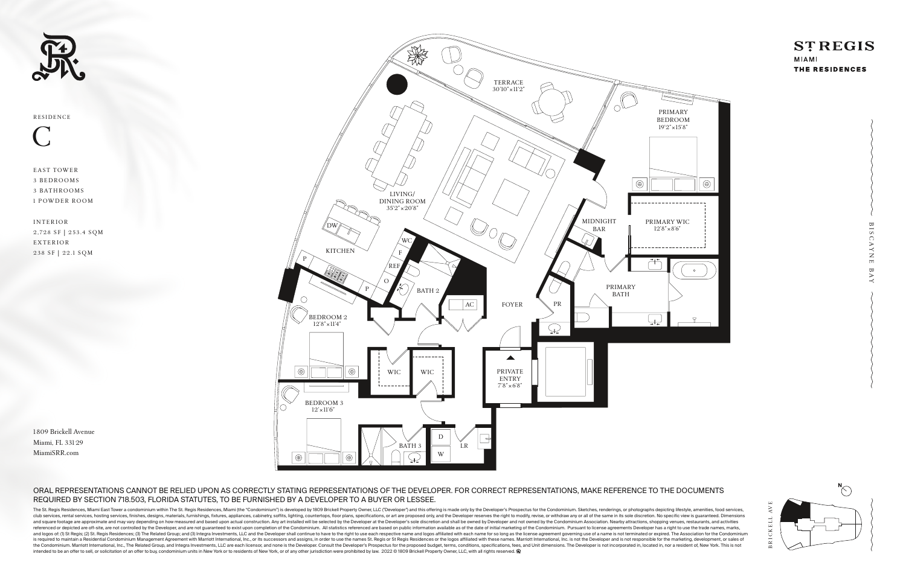# ST REGIS

MIAMI

THE RESIDENCES

RESIDENCE

# C

EAST TOWER
3 BEDROOMS
3 BATHROOMS
1 POWDER ROOM

INTERIOR
2,728 SF | 253.4 SQM
EXTERIOR
238 SF | 22.1 SQM

1809 Brickell Avenue
Miami, FL 33129
MiamiSRR.com

TERRACE 30'10" × 11'2"

PRIMARY BEDROOM 19'2" × 15'8"

LIVING/DINING ROOM 35'2" × 20'8"

MIDNIGHT BAR

PRIMARY WIC 12'8" × 8'6"

KITCHEN

DW

WC

F

REF

O

P

BATH 2

AC

FOYER

PR

PRIMARY BATH

BEDROOM 2 12'8" × 11'4"

WIC

WIC

PRIVATE ENTRY 7'8" × 6'8"

BEDROOM 3 12' × 11'6"

BATH 3

D

W

LR

BISCAYNE BAY

BRICKELL AVE

N

ORAL REPRESENTATIONS CANNOT BE RELIED UPON AS CORRECTLY STATING REPRESENTATIONS OF THE DEVELOPER. FOR CORRECT REPRESENTATIONS, MAKE REFERENCE TO THE DOCUMENTS REQUIRED BY SECTION 718.503, FLORIDA STATUTES, TO BE FURNISHED BY A DEVELOPER TO A BUYER OR LESSEE.

The St. Regis Residences, Miami East Tower a condominium within The St. Regis Residences, Miami (the "Condominium") is developed by 1809 Brickell Property Owner, LLC ("Developer") and this offering is made only by the Developer's Prospectus for the Condominium. Sketches, renderings, or photographs depicting lifestyle, amenities, food services, club services, rental services, hosting services, finishes, designs, materials, furnishings, fixtures, appliances, cabinetry, soffits, lighting, countertops, floor plans, specifications, or art are proposed only, and the Developer reserves the right to modify, revise, or withdraw any or all of the same in its sole discretion. No specific view is guaranteed. Dimensions and square footage are approximate and may vary depending on how measured and based upon actual construction. Any art installed will be selected by the Developer at the Developer's sole discretion and shall be owned by Developer and not owned by the Condominium Association. Nearby attractions, shopping venues, restaurants, and activities referenced or depicted are off-site, are not controlled by the Developer, and are not guaranteed to exist upon completion of the Condominium. All statistics referenced are based on public information available as of the date of initial marketing of the Condominium. Pursuant to license agreements Developer has a right to use the trade names, marks, and logos of: (1) St Regis; (2) St. Regis Residences; (3) The Related Group; and (3) Integra Investments, LLC and the Developer shall continue to have to the right to use each respective name and logos affiliated with each name for so long as the license agreement governing use of a name is not terminated or expired. The Association for the Condominium is required to maintain a Residential Condominium Management Agreement with Marriott International, Inc., or its successors and assigns, in order to use the names St. Regis or St Regis Residences or the logos affiliated with these names. Marriott International, Inc. is not the Developer and is not responsible for the marketing, development, or sales of the Condominium. Marriott International, Inc., The Related Group, and Integra Investments, LLC are each licensor, and none is the Developer. Consult the Developer's Prospectus for the proposed budget, terms, conditions, specifications, fees, and Unit dimensions. The Developer is not incorporated in, located in, nor a resident of, New York. This is not intended to be an offer to sell, or solicitation of an offer to buy, condominium units in New York or to residents of New York, or of any other jurisdiction were prohibited by law. 2022 © 1809 Brickell Property Owner, LLC, with all rights reserved.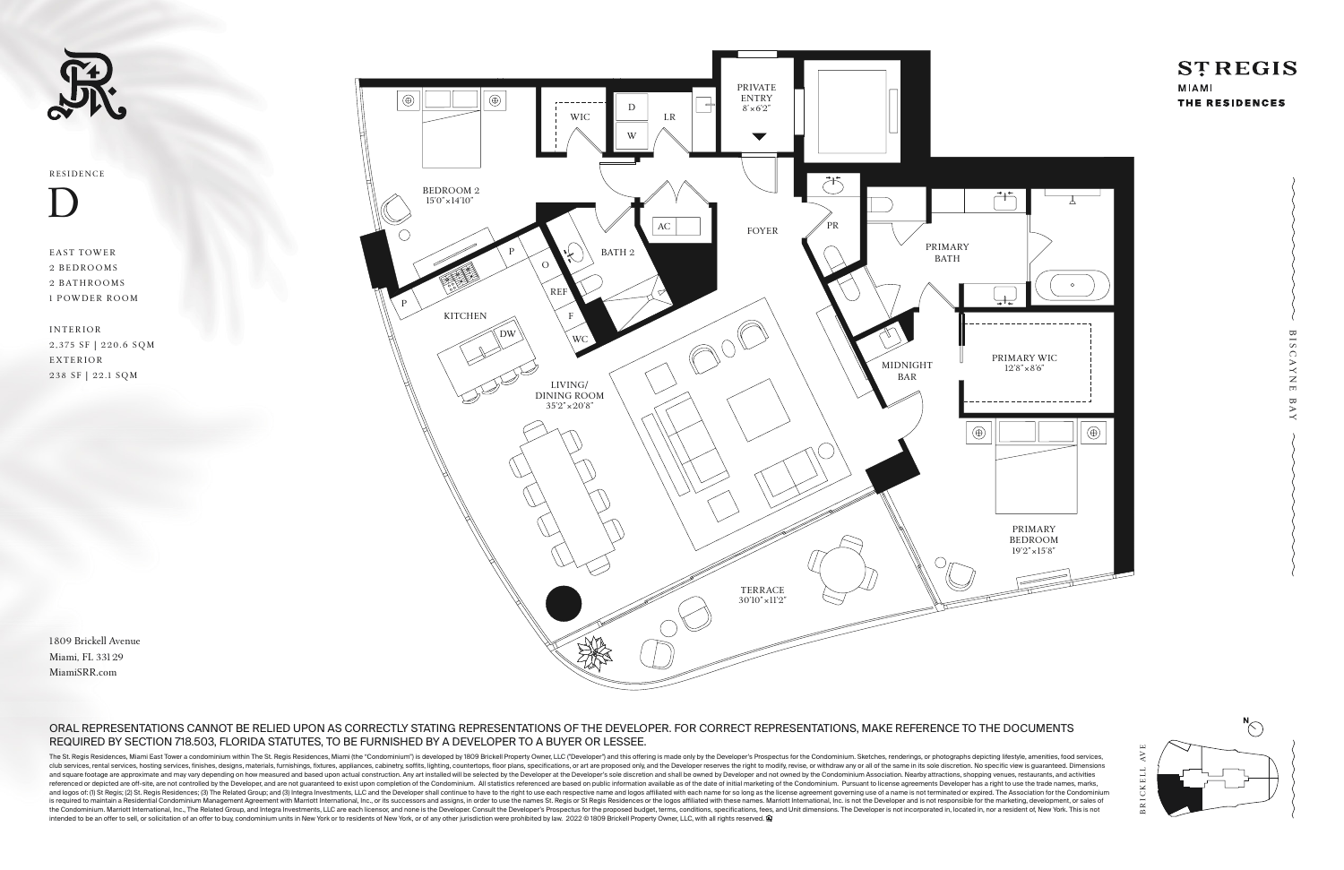# ST REGIS

MIAMI

THE RESIDENCES

RESIDENCE

# D

EAST TOWER
2 BEDROOMS
2 BATHROOMS
1 POWDER ROOM

INTERIOR
2,375 SF | 220.6 SQM
EXTERIOR
238 SF | 22.1 SQM

PRIVATE ENTRY
8'×6'2"

WIC

D

W

LR

BEDROOM 2
15'0"×14'10"

AC

FOYER

PR

BATH 2

PRIMARY BATH

P

O

REF

F

WC

P

KITCHEN

DW

LIVING/
DINING ROOM
35'2"×20'8"

MIDNIGHT BAR

PRIMARY WIC
12'8"×8'6"

PRIMARY BEDROOM
19'2"×15'8"

TERRACE
30'10"×11'2"

BISCAYNE BAY

BRICKELL AVE

N

1809 Brickell Avenue
Miami, FL 33129
MiamiSRR.com

ORAL REPRESENTATIONS CANNOT BE RELIED UPON AS CORRECTLY STATING REPRESENTATIONS OF THE DEVELOPER. FOR CORRECT REPRESENTATIONS, MAKE REFERENCE TO THE DOCUMENTS REQUIRED BY SECTION 718.503, FLORIDA STATUTES, TO BE FURNISHED BY A DEVELOPER TO A BUYER OR LESSEE.

The St. Regis Residences, Miami East Tower a condominium within The St. Regis Residences, Miami (the "Condominium") is developed by 1809 Brickell Property Owner, LLC ("Developer") and this offering is made only by the Developer's Prospectus for the Condominium. Sketches, renderings, or photographs depicting lifestyle, amenities, food services, club services, rental services, hosting services, finishes, designs, materials, furnishings, fixtures, appliances, cabinetry, soffits, lighting, countertops, floor plans, specifications, or art are proposed only, and the Developer reserves the right to modify, revise, or withdraw any or all of the same in its sole discretion. No specific view is guaranteed. Dimensions and square footage are approximate and may vary depending on how measured and based upon actual construction. Any art installed will be selected by the Developer at the Developer's sole discretion and shall be owned by Developer and not owned by the Condominium Association. Nearby attractions, shopping venues, restaurants, and activities referenced or depicted are off-site, are not controlled by the Developer, and are not guaranteed to exist upon completion of the Condominium. All statistics referenced are based on public information available as of the date of initial marketing of the Condominium. Pursuant to license agreements Developer has a right to use the trade names, marks, and logos of: (1) St Regis; (2) St. Regis Residences; (3) The Related Group; and (3) Integra Investments, LLC and the Developer shall continue to have to the right to use each respective name and logos affiliated with each name for so long as the license agreement governing use of a name is not terminated or expired. The Association for the Condominium is required to maintain a Residential Condominium Management Agreement with Marriott International, Inc., or its successors and assigns, in order to use the names St. Regis or St Regis Residences or the logos affiliated with these names. Marriott International, Inc. is not the Developer and is not responsible for the marketing, development, or sales of the Condominium. Marriott International, Inc., The Related Group, and Integra Investments, LLC are each licensor, and none is the Developer. Consult the Developer's Prospectus for the proposed budget, terms, conditions, specifications, fees, and Unit dimensions. The Developer is not incorporated in, located in, nor a resident of, New York. This is not intended to be an offer to sell, or solicitation of an offer to buy, condominium units in New York or to residents of New York, or of any other jurisdiction were prohibited by law. 2022 © 1809 Brickell Property Owner, LLC, with all rights reserved.